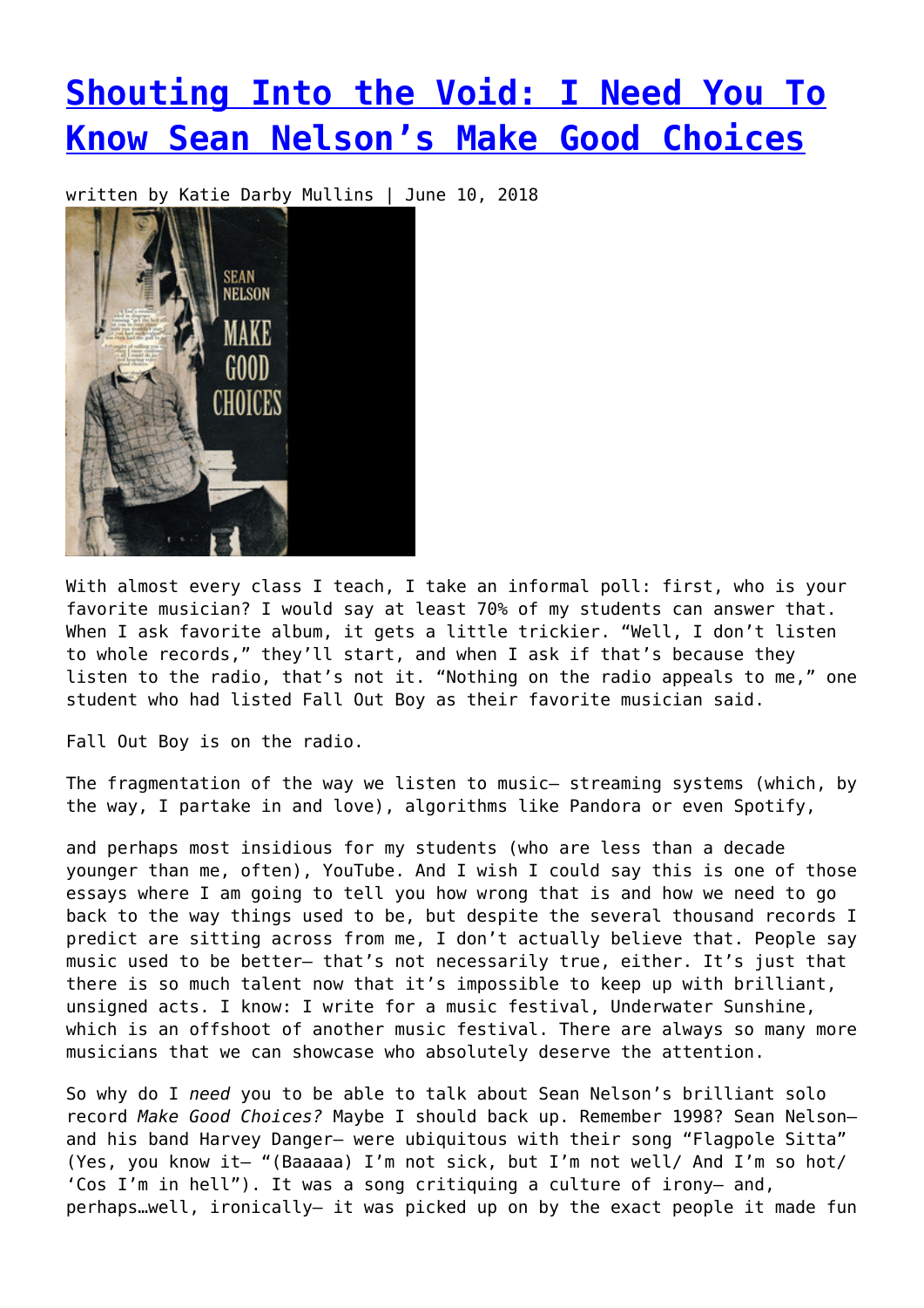# Shouting Into the Void: I Need You To Know Sean Nelson's Make Good Choices

written by Katie Darby Mullins | June 10, 2018

With almost every class I teach, I take an informal poll: first, who is your favorite musician? I would say at least 70% of my students can answer that. When I ask favorite album, it gets a little trickier. "Well, I don't listen to whole records," they'll start, and when I ask if that's because they listen to the radio, that's not it. "Nothing on the radio appeals to me," one student who had listed Fall Out Boy as their favorite musician said.

Fall Out Boy is on the radio.

The fragmentation of the way we listen to music— streaming systems (which, by the way, I partake in and love), algorithms like Pandora or even Spotify,

and perhaps most insidious for my students (who are less than a decade younger than me, often), YouTube. And I wish I could say this is one of those essays where I am going to tell you how wrong that is and how we need to go back to the way things used to be, but despite the several thousand records I predict are sitting across from me, I don't actually believe that. People say music used to be better— that's not necessarily true, either. It's just that there is so much talent now that it's impossible to keep up with brilliant, unsigned acts. I know: I write for a music festival, Underwater Sunshine, which is an offshoot of another music festival. There are always so many more musicians that we can showcase who absolutely deserve the attention.

So why do I *need* you to be able to talk about Sean Nelson's brilliant solo record *Make Good Choices?* Maybe I should back up. Remember 1998? Sean Nelson— and his band Harvey Danger— were ubiquitous with their song "Flagpole Sitta" (Yes, you know it— "(Baaaaa) I'm not sick, but I'm not well/ And I'm so hot/ 'Cos I'm in hell"). It was a song critiquing a culture of irony— and, perhaps…well, ironically— it was picked up on by the exact people it made fun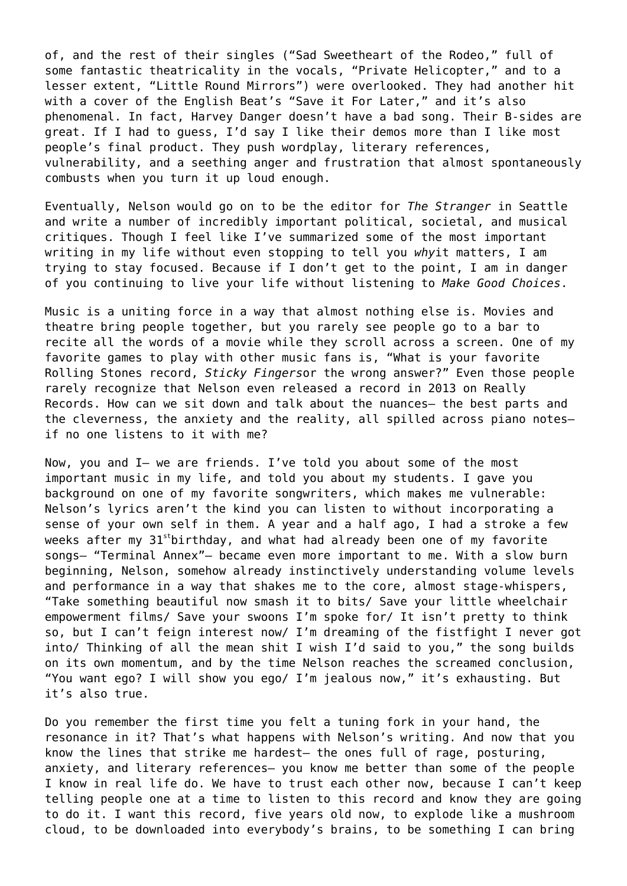of, and the rest of their singles ("Sad Sweetheart of the Rodeo," full of some fantastic theatricality in the vocals, "Private Helicopter," and to a lesser extent, "Little Round Mirrors") were overlooked. They had another hit with a cover of the English Beat's "Save it For Later," and it's also phenomenal. In fact, Harvey Danger doesn't have a bad song. Their B-sides are great. If I had to guess, I'd say I like their demos more than I like most people's final product. They push wordplay, literary references, vulnerability, and a seething anger and frustration that almost spontaneously combusts when you turn it up loud enough.

Eventually, Nelson would go on to be the editor for *The Stranger* in Seattle and write a number of incredibly important political, societal, and musical critiques. Though I feel like I've summarized some of the most important writing in my life without even stopping to tell you *why*it matters, I am trying to stay focused. Because if I don't get to the point, I am in danger of you continuing to live your life without listening to *Make Good Choices*.

Music is a uniting force in a way that almost nothing else is. Movies and theatre bring people together, but you rarely see people go to a bar to recite all the words of a movie while they scroll across a screen. One of my favorite games to play with other music fans is, "What is your favorite Rolling Stones record, *Sticky Fingers*or the wrong answer?" Even those people rarely recognize that Nelson even released a record in 2013 on Really Records. How can we sit down and talk about the nuances— the best parts and the cleverness, the anxiety and the reality, all spilled across piano notes— if no one listens to it with me?

Now, you and I— we are friends. I've told you about some of the most important music in my life, and told you about my students. I gave you background on one of my favorite songwriters, which makes me vulnerable: Nelson's lyrics aren't the kind you can listen to without incorporating a sense of your own self in them. A year and a half ago, I had a stroke a few weeks after my 31st birthday, and what had already been one of my favorite songs— "Terminal Annex"— became even more important to me. With a slow burn beginning, Nelson, somehow already instinctively understanding volume levels and performance in a way that shakes me to the core, almost stage-whispers, "Take something beautiful now smash it to bits/ Save your little wheelchair empowerment films/ Save your swoons I'm spoke for/ It isn't pretty to think so, but I can't feign interest now/ I'm dreaming of the fistfight I never got into/ Thinking of all the mean shit I wish I'd said to you," the song builds on its own momentum, and by the time Nelson reaches the screamed conclusion, "You want ego? I will show you ego/ I'm jealous now," it's exhausting. But it's also true.

Do you remember the first time you felt a tuning fork in your hand, the resonance in it? That's what happens with Nelson's writing. And now that you know the lines that strike me hardest— the ones full of rage, posturing, anxiety, and literary references— you know me better than some of the people I know in real life do. We have to trust each other now, because I can't keep telling people one at a time to listen to this record and know they are going to do it. I want this record, five years old now, to explode like a mushroom cloud, to be downloaded into everybody's brains, to be something I can bring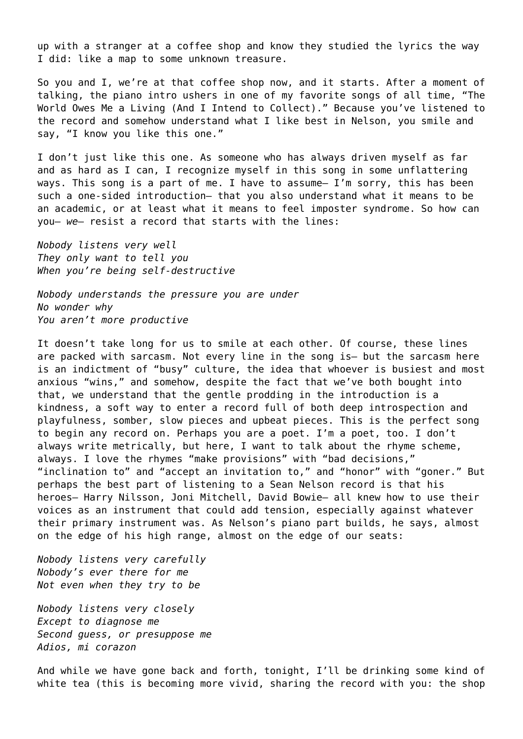up with a stranger at a coffee shop and know they studied the lyrics the way I did: like a map to some unknown treasure.

So you and I, we're at that coffee shop now, and it starts. After a moment of talking, the piano intro ushers in one of my favorite songs of all time, "The World Owes Me a Living (And I Intend to Collect)." Because you've listened to the record and somehow understand what I like best in Nelson, you smile and say, "I know you like this one."

I don't just like this one. As someone who has always driven myself as far and as hard as I can, I recognize myself in this song in some unflattering ways. This song is a part of me. I have to assume— I'm sorry, this has been such a one-sided introduction— that you also understand what it means to be an academic, or at least what it means to feel imposter syndrome. So how can you— *we*— resist a record that starts with the lines:

*Nobody listens very well*
*They only want to tell you*
*When you're being self-destructive*

*Nobody understands the pressure you are under*
*No wonder why*
*You aren't more productive*

It doesn't take long for us to smile at each other. Of course, these lines are packed with sarcasm. Not every line in the song is— but the sarcasm here is an indictment of "busy" culture, the idea that whoever is busiest and most anxious "wins," and somehow, despite the fact that we've both bought into that, we understand that the gentle prodding in the introduction is a kindness, a soft way to enter a record full of both deep introspection and playfulness, somber, slow pieces and upbeat pieces. This is the perfect song to begin any record on. Perhaps you are a poet. I'm a poet, too. I don't always write metrically, but here, I want to talk about the rhyme scheme, always. I love the rhymes "make provisions" with "bad decisions," "inclination to" and "accept an invitation to," and "honor" with "goner." But perhaps the best part of listening to a Sean Nelson record is that his heroes— Harry Nilsson, Joni Mitchell, David Bowie— all knew how to use their voices as an instrument that could add tension, especially against whatever their primary instrument was. As Nelson's piano part builds, he says, almost on the edge of his high range, almost on the edge of our seats:

*Nobody listens very carefully*
*Nobody's ever there for me*
*Not even when they try to be*

*Nobody listens very closely*
*Except to diagnose me*
*Second guess, or presuppose me*
*Adios, mi corazon*

And while we have gone back and forth, tonight, I'll be drinking some kind of white tea (this is becoming more vivid, sharing the record with you: the shop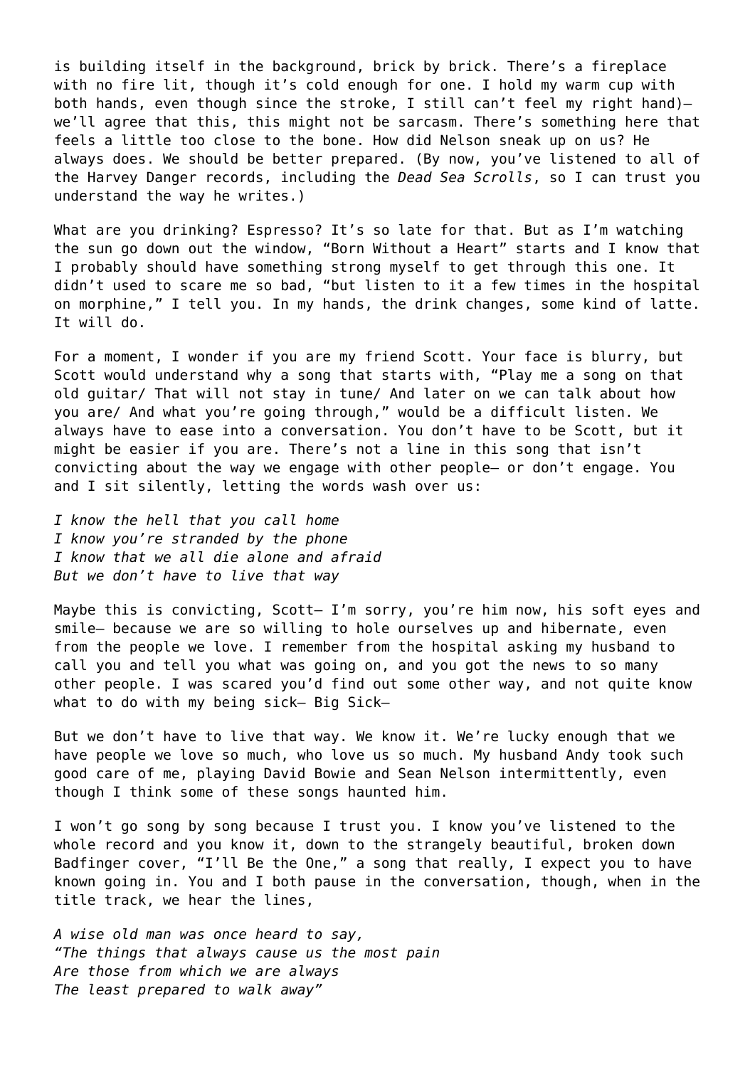is building itself in the background, brick by brick. There's a fireplace with no fire lit, though it's cold enough for one. I hold my warm cup with both hands, even though since the stroke, I still can't feel my right hand)— we'll agree that this, this might not be sarcasm. There's something here that feels a little too close to the bone. How did Nelson sneak up on us? He always does. We should be better prepared. (By now, you've listened to all of the Harvey Danger records, including the *Dead Sea Scrolls*, so I can trust you understand the way he writes.)

What are you drinking? Espresso? It's so late for that. But as I'm watching the sun go down out the window, "Born Without a Heart" starts and I know that I probably should have something strong myself to get through this one. It didn't used to scare me so bad, "but listen to it a few times in the hospital on morphine," I tell you. In my hands, the drink changes, some kind of latte. It will do.

For a moment, I wonder if you are my friend Scott. Your face is blurry, but Scott would understand why a song that starts with, "Play me a song on that old guitar/ That will not stay in tune/ And later on we can talk about how you are/ And what you're going through," would be a difficult listen. We always have to ease into a conversation. You don't have to be Scott, but it might be easier if you are. There's not a line in this song that isn't convicting about the way we engage with other people— or don't engage. You and I sit silently, letting the words wash over us:

*I know the hell that you call home*
*I know you're stranded by the phone*
*I know that we all die alone and afraid*
*But we don't have to live that way*

Maybe this is convicting, Scott— I'm sorry, you're him now, his soft eyes and smile— because we are so willing to hole ourselves up and hibernate, even from the people we love. I remember from the hospital asking my husband to call you and tell you what was going on, and you got the news to so many other people. I was scared you'd find out some other way, and not quite know what to do with my being sick— Big Sick—

But we don't have to live that way. We know it. We're lucky enough that we have people we love so much, who love us so much. My husband Andy took such good care of me, playing David Bowie and Sean Nelson intermittently, even though I think some of these songs haunted him.

I won't go song by song because I trust you. I know you've listened to the whole record and you know it, down to the strangely beautiful, broken down Badfinger cover, "I'll Be the One," a song that really, I expect you to have known going in. You and I both pause in the conversation, though, when in the title track, we hear the lines,

*A wise old man was once heard to say,*
*"The things that always cause us the most pain*
*Are those from which we are always*
*The least prepared to walk away"*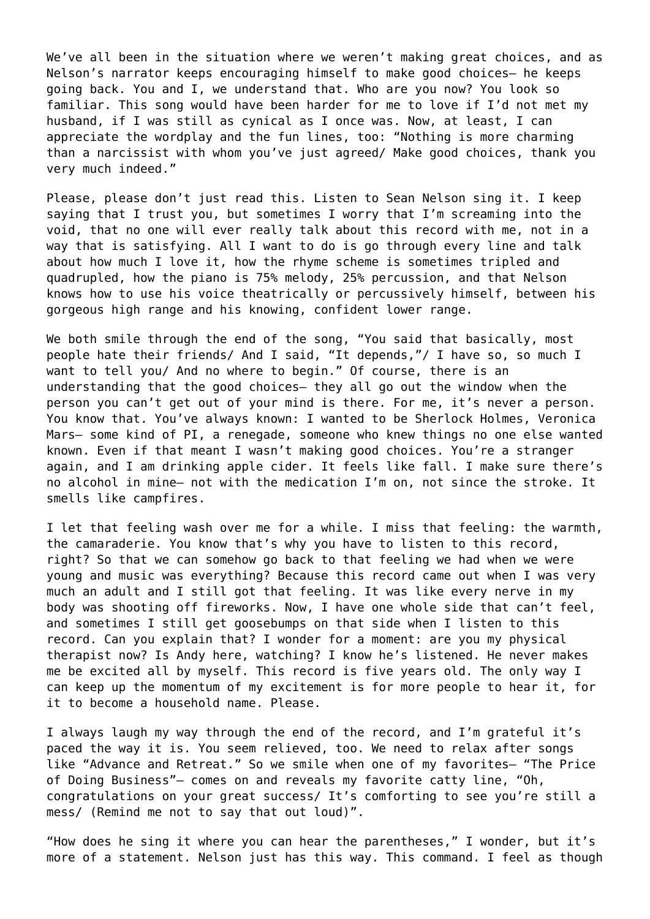We've all been in the situation where we weren't making great choices, and as Nelson's narrator keeps encouraging himself to make good choices— he keeps going back. You and I, we understand that. Who are you now? You look so familiar. This song would have been harder for me to love if I'd not met my husband, if I was still as cynical as I once was. Now, at least, I can appreciate the wordplay and the fun lines, too: "Nothing is more charming than a narcissist with whom you've just agreed/ Make good choices, thank you very much indeed."

Please, please don't just read this. Listen to Sean Nelson sing it. I keep saying that I trust you, but sometimes I worry that I'm screaming into the void, that no one will ever really talk about this record with me, not in a way that is satisfying. All I want to do is go through every line and talk about how much I love it, how the rhyme scheme is sometimes tripled and quadrupled, how the piano is 75% melody, 25% percussion, and that Nelson knows how to use his voice theatrically or percussively himself, between his gorgeous high range and his knowing, confident lower range.

We both smile through the end of the song, "You said that basically, most people hate their friends/ And I said, "It depends,"/ I have so, so much I want to tell you/ And no where to begin." Of course, there is an understanding that the good choices— they all go out the window when the person you can't get out of your mind is there. For me, it's never a person. You know that. You've always known: I wanted to be Sherlock Holmes, Veronica Mars— some kind of PI, a renegade, someone who knew things no one else wanted known. Even if that meant I wasn't making good choices. You're a stranger again, and I am drinking apple cider. It feels like fall. I make sure there's no alcohol in mine— not with the medication I'm on, not since the stroke. It smells like campfires.

I let that feeling wash over me for a while. I miss that feeling: the warmth, the camaraderie. You know that's why you have to listen to this record, right? So that we can somehow go back to that feeling we had when we were young and music was everything? Because this record came out when I was very much an adult and I still got that feeling. It was like every nerve in my body was shooting off fireworks. Now, I have one whole side that can't feel, and sometimes I still get goosebumps on that side when I listen to this record. Can you explain that? I wonder for a moment: are you my physical therapist now? Is Andy here, watching? I know he's listened. He never makes me be excited all by myself. This record is five years old. The only way I can keep up the momentum of my excitement is for more people to hear it, for it to become a household name. Please.

I always laugh my way through the end of the record, and I'm grateful it's paced the way it is. You seem relieved, too. We need to relax after songs like "Advance and Retreat." So we smile when one of my favorites— "The Price of Doing Business"— comes on and reveals my favorite catty line, "Oh, congratulations on your great success/ It's comforting to see you're still a mess/ (Remind me not to say that out loud)".

"How does he sing it where you can hear the parentheses," I wonder, but it's more of a statement. Nelson just has this way. This command. I feel as though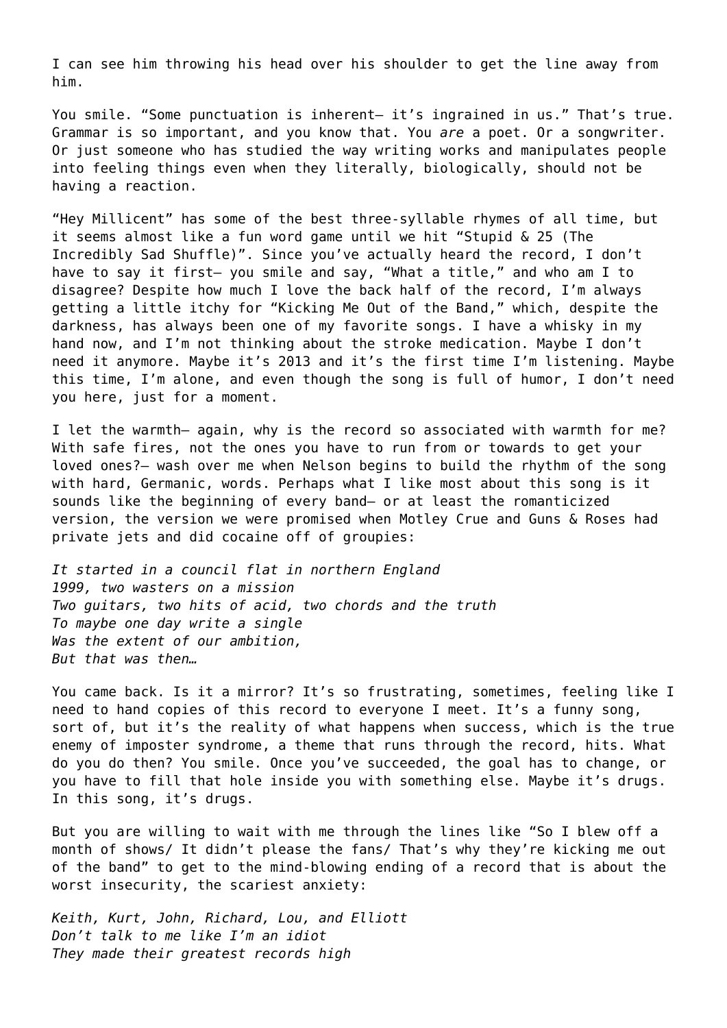I can see him throwing his head over his shoulder to get the line away from him.

You smile. “Some punctuation is inherent— it’s ingrained in us.” That’s true. Grammar is so important, and you know that. You *are* a poet. Or a songwriter. Or just someone who has studied the way writing works and manipulates people into feeling things even when they literally, biologically, should not be having a reaction.

“Hey Millicent” has some of the best three-syllable rhymes of all time, but it seems almost like a fun word game until we hit “Stupid & 25 (The Incredibly Sad Shuffle)”. Since you’ve actually heard the record, I don’t have to say it first— you smile and say, “What a title,” and who am I to disagree? Despite how much I love the back half of the record, I’m always getting a little itchy for “Kicking Me Out of the Band,” which, despite the darkness, has always been one of my favorite songs. I have a whisky in my hand now, and I’m not thinking about the stroke medication. Maybe I don’t need it anymore. Maybe it’s 2013 and it’s the first time I’m listening. Maybe this time, I’m alone, and even though the song is full of humor, I don’t need you here, just for a moment.

I let the warmth— again, why is the record so associated with warmth for me? With safe fires, not the ones you have to run from or towards to get your loved ones?— wash over me when Nelson begins to build the rhythm of the song with hard, Germanic, words. Perhaps what I like most about this song is it sounds like the beginning of every band— or at least the romanticized version, the version we were promised when Motley Crue and Guns & Roses had private jets and did cocaine off of groupies:

*It started in a council flat in northern England*
*1999, two wasters on a mission*
*Two guitars, two hits of acid, two chords and the truth*
*To maybe one day write a single*
*Was the extent of our ambition,*
*But that was then…*

You came back. Is it a mirror? It’s so frustrating, sometimes, feeling like I need to hand copies of this record to everyone I meet. It’s a funny song, sort of, but it’s the reality of what happens when success, which is the true enemy of imposter syndrome, a theme that runs through the record, hits. What do you do then? You smile. Once you’ve succeeded, the goal has to change, or you have to fill that hole inside you with something else. Maybe it’s drugs. In this song, it’s drugs.

But you are willing to wait with me through the lines like “So I blew off a month of shows/ It didn’t please the fans/ That’s why they’re kicking me out of the band” to get to the mind-blowing ending of a record that is about the worst insecurity, the scariest anxiety:

*Keith, Kurt, John, Richard, Lou, and Elliott*
*Don’t talk to me like I’m an idiot*
*They made their greatest records high*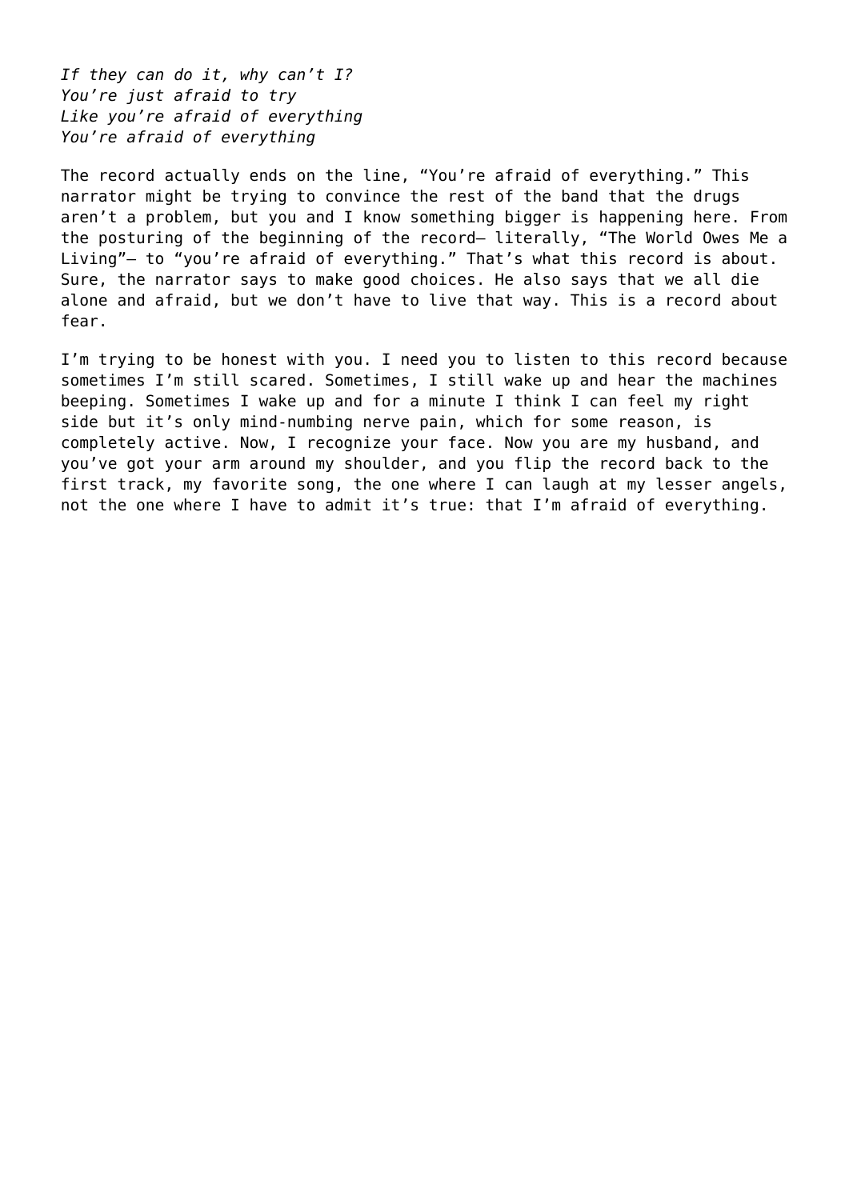*If they can do it, why can't I?*
*You're just afraid to try*
*Like you're afraid of everything*
*You're afraid of everything*

The record actually ends on the line, "You're afraid of everything." This narrator might be trying to convince the rest of the band that the drugs aren't a problem, but you and I know something bigger is happening here. From the posturing of the beginning of the record— literally, "The World Owes Me a Living"— to "you're afraid of everything." That's what this record is about. Sure, the narrator says to make good choices. He also says that we all die alone and afraid, but we don't have to live that way. This is a record about fear.

I'm trying to be honest with you. I need you to listen to this record because sometimes I'm still scared. Sometimes, I still wake up and hear the machines beeping. Sometimes I wake up and for a minute I think I can feel my right side but it's only mind-numbing nerve pain, which for some reason, is completely active. Now, I recognize your face. Now you are my husband, and you've got your arm around my shoulder, and you flip the record back to the first track, my favorite song, the one where I can laugh at my lesser angels, not the one where I have to admit it's true: that I'm afraid of everything.